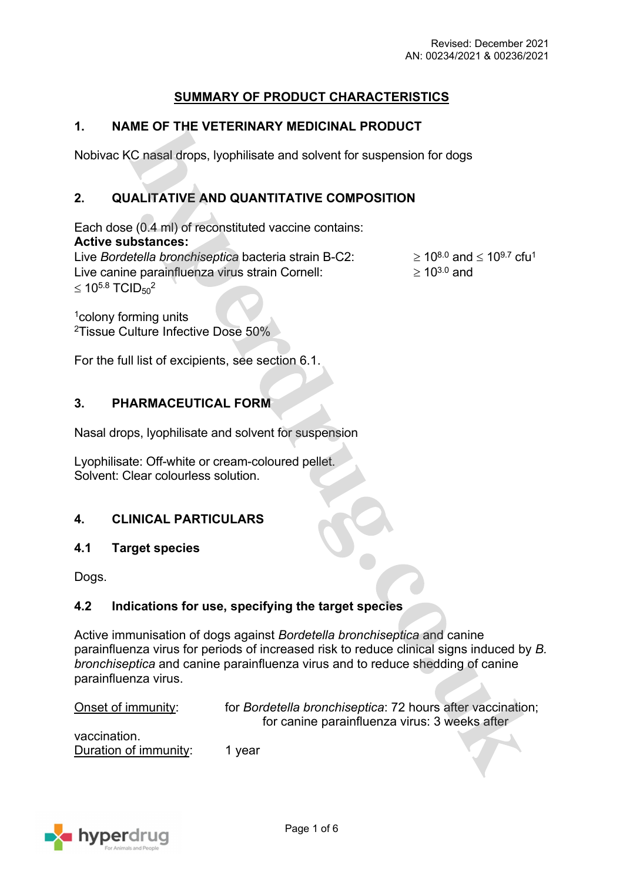Revised: December 2021
AN: 00234/2021 & 00236/2021

# SUMMARY OF PRODUCT CHARACTERISTICS

## 1. NAME OF THE VETERINARY MEDICINAL PRODUCT

Nobivac KC nasal drops, lyophilisate and solvent for suspension for dogs

## 2. QUALITATIVE AND QUANTITATIVE COMPOSITION

Each dose (0.4 ml) of reconstituted vaccine contains:
**Active substances:**
Live *Bordetella bronchiseptica* bacteria strain B-C2: $\geq 10^{8.0}$ and $\leq 10^{9.7}$ cfu[1]
Live canine parainfluenza virus strain Cornell: $\geq 10^{3.0}$ and $\leq 10^{5.8}$ $TCID_{50}$[2]

[1]colony forming units
[2]Tissue Culture Infective Dose 50%

For the full list of excipients, see section 6.1.

## 3. PHARMACEUTICAL FORM

Nasal drops, lyophilisate and solvent for suspension

Lyophilisate: Off-white or cream-coloured pellet.
Solvent: Clear colourless solution.

## 4. CLINICAL PARTICULARS

### 4.1 Target species

Dogs.

### 4.2 Indications for use, specifying the target species

Active immunisation of dogs against *Bordetella bronchiseptica* and canine parainfluenza virus for periods of increased risk to reduce clinical signs induced by *B. bronchiseptica* and canine parainfluenza virus and to reduce shedding of canine parainfluenza virus.

Onset of immunity: for *Bordetella bronchiseptica*: 72 hours after vaccination; for canine parainfluenza virus: 3 weeks after vaccination.
Duration of immunity: 1 year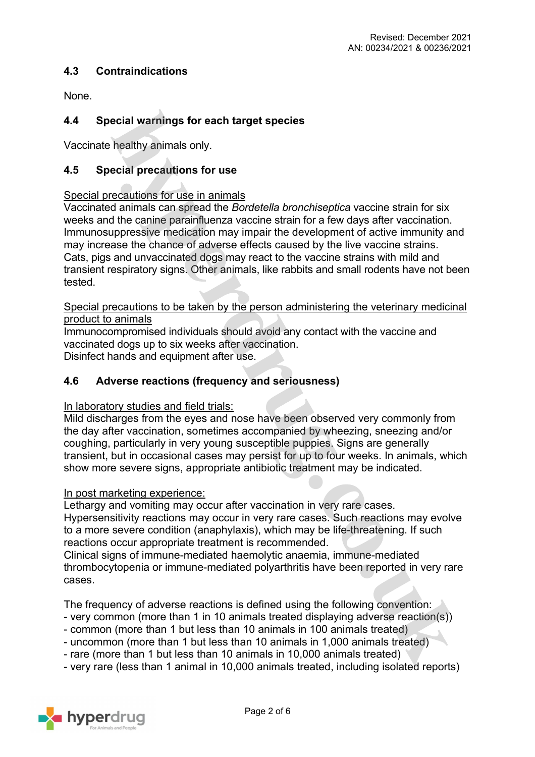## 4.3 Contraindications

None.

## 4.4 Special warnings for each target species

Vaccinate healthy animals only.

## 4.5 Special precautions for use

Special precautions for use in animals

Vaccinated animals can spread the *Bordetella bronchiseptica* vaccine strain for six weeks and the canine parainfluenza vaccine strain for a few days after vaccination. Immunosuppressive medication may impair the development of active immunity and may increase the chance of adverse effects caused by the live vaccine strains. Cats, pigs and unvaccinated dogs may react to the vaccine strains with mild and transient respiratory signs. Other animals, like rabbits and small rodents have not been tested.

Special precautions to be taken by the person administering the veterinary medicinal product to animals

Immunocompromised individuals should avoid any contact with the vaccine and vaccinated dogs up to six weeks after vaccination.
Disinfect hands and equipment after use.

## 4.6 Adverse reactions (frequency and seriousness)

In laboratory studies and field trials:

Mild discharges from the eyes and nose have been observed very commonly from the day after vaccination, sometimes accompanied by wheezing, sneezing and/or coughing, particularly in very young susceptible puppies. Signs are generally transient, but in occasional cases may persist for up to four weeks. In animals, which show more severe signs, appropriate antibiotic treatment may be indicated.

In post marketing experience:

Lethargy and vomiting may occur after vaccination in very rare cases.
Hypersensitivity reactions may occur in very rare cases. Such reactions may evolve to a more severe condition (anaphylaxis), which may be life-threatening. If such reactions occur appropriate treatment is recommended.
Clinical signs of immune-mediated haemolytic anaemia, immune-mediated thrombocytopenia or immune-mediated polyarthritis have been reported in very rare cases.

The frequency of adverse reactions is defined using the following convention:
- very common (more than 1 in 10 animals treated displaying adverse reaction(s))
- common (more than 1 but less than 10 animals in 100 animals treated)
- uncommon (more than 1 but less than 10 animals in 1,000 animals treated)
- rare (more than 1 but less than 10 animals in 10,000 animals treated)
- very rare (less than 1 animal in 10,000 animals treated, including isolated reports)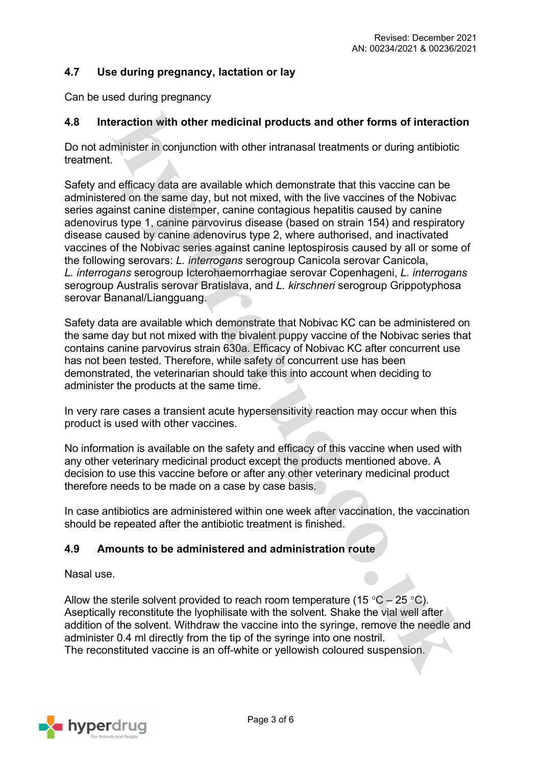## 4.7 Use during pregnancy, lactation or lay

Can be used during pregnancy

## 4.8 Interaction with other medicinal products and other forms of interaction

Do not administer in conjunction with other intranasal treatments or during antibiotic treatment.

Safety and efficacy data are available which demonstrate that this vaccine can be administered on the same day, but not mixed, with the live vaccines of the Nobivac series against canine distemper, canine contagious hepatitis caused by canine adenovirus type 1, canine parvovirus disease (based on strain 154) and respiratory disease caused by canine adenovirus type 2, where authorised, and inactivated vaccines of the Nobivac series against canine leptospirosis caused by all or some of the following serovars: *L. interrogans* serogroup Canicola serovar Canicola, *L. interrogans* serogroup Icterohaemorrhagiae serovar Copenhageni, *L. interrogans* serogroup Australis serovar Bratislava, and *L. kirschneri* serogroup Grippotyphosa serovar Bananal/Liangguang.

Safety data are available which demonstrate that Nobivac KC can be administered on the same day but not mixed with the bivalent puppy vaccine of the Nobivac series that contains canine parvovirus strain 630a. Efficacy of Nobivac KC after concurrent use has not been tested. Therefore, while safety of concurrent use has been demonstrated, the veterinarian should take this into account when deciding to administer the products at the same time.

In very rare cases a transient acute hypersensitivity reaction may occur when this product is used with other vaccines.

No information is available on the safety and efficacy of this vaccine when used with any other veterinary medicinal product except the products mentioned above. A decision to use this vaccine before or after any other veterinary medicinal product therefore needs to be made on a case by case basis.

In case antibiotics are administered within one week after vaccination, the vaccination should be repeated after the antibiotic treatment is finished.

## 4.9 Amounts to be administered and administration route

Nasal use.

Allow the sterile solvent provided to reach room temperature (15 °C – 25 °C). Aseptically reconstitute the lyophilisate with the solvent. Shake the vial well after addition of the solvent. Withdraw the vaccine into the syringe, remove the needle and administer 0.4 ml directly from the tip of the syringe into one nostril.
The reconstituted vaccine is an off-white or yellowish coloured suspension.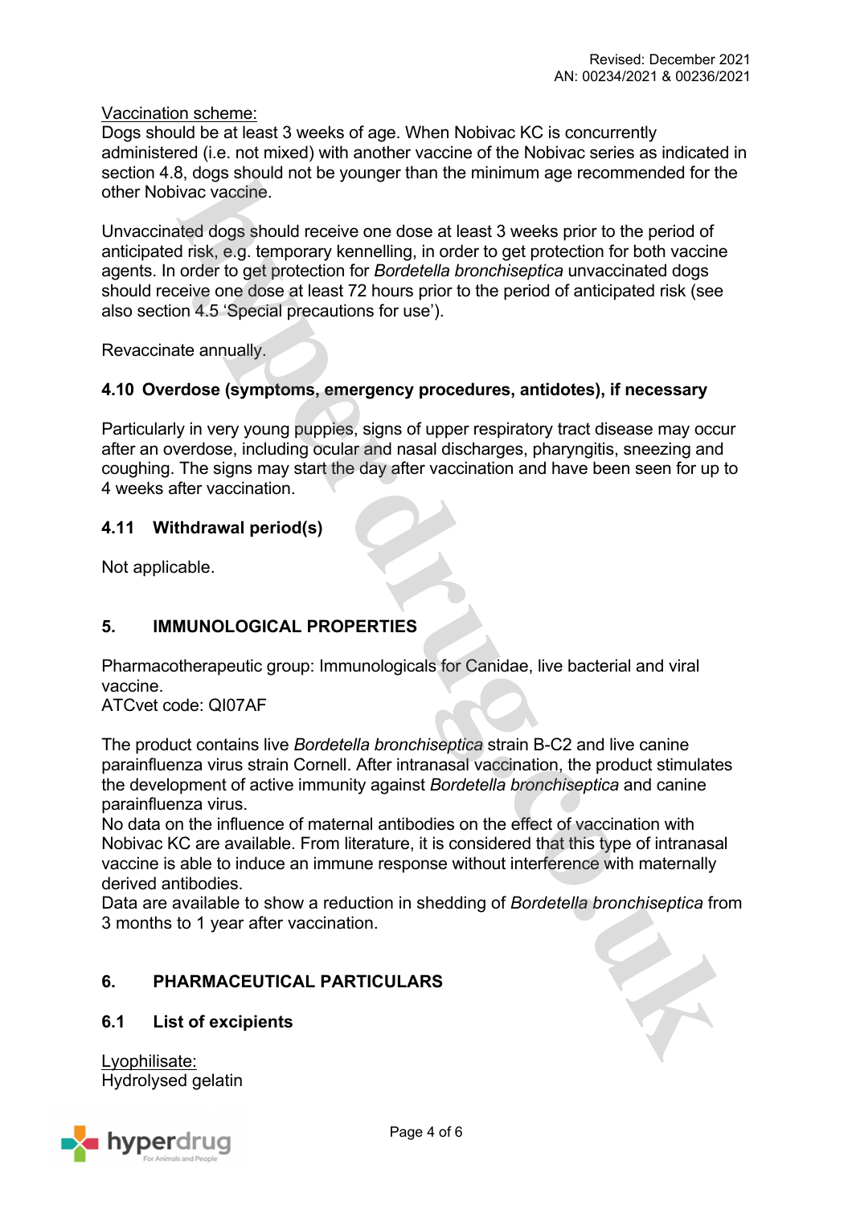Vaccination scheme:
Dogs should be at least 3 weeks of age. When Nobivac KC is concurrently administered (i.e. not mixed) with another vaccine of the Nobivac series as indicated in section 4.8, dogs should not be younger than the minimum age recommended for the other Nobivac vaccine.

Unvaccinated dogs should receive one dose at least 3 weeks prior to the period of anticipated risk, e.g. temporary kennelling, in order to get protection for both vaccine agents. In order to get protection for *Bordetella bronchiseptica* unvaccinated dogs should receive one dose at least 72 hours prior to the period of anticipated risk (see also section 4.5 'Special precautions for use').

Revaccinate annually.

### 4.10 Overdose (symptoms, emergency procedures, antidotes), if necessary

Particularly in very young puppies, signs of upper respiratory tract disease may occur after an overdose, including ocular and nasal discharges, pharyngitis, sneezing and coughing. The signs may start the day after vaccination and have been seen for up to 4 weeks after vaccination.

### 4.11 Withdrawal period(s)

Not applicable.

## 5. IMMUNOLOGICAL PROPERTIES

Pharmacotherapeutic group: Immunologicals for Canidae, live bacterial and viral vaccine.
ATCvet code: QI07AF

The product contains live *Bordetella bronchiseptica* strain B-C2 and live canine parainfluenza virus strain Cornell. After intranasal vaccination, the product stimulates the development of active immunity against *Bordetella bronchiseptica* and canine parainfluenza virus.
No data on the influence of maternal antibodies on the effect of vaccination with Nobivac KC are available. From literature, it is considered that this type of intranasal vaccine is able to induce an immune response without interference with maternally derived antibodies.
Data are available to show a reduction in shedding of *Bordetella bronchiseptica* from 3 months to 1 year after vaccination.

## 6. PHARMACEUTICAL PARTICULARS

### 6.1 List of excipients

Lyophilisate:
Hydrolysed gelatin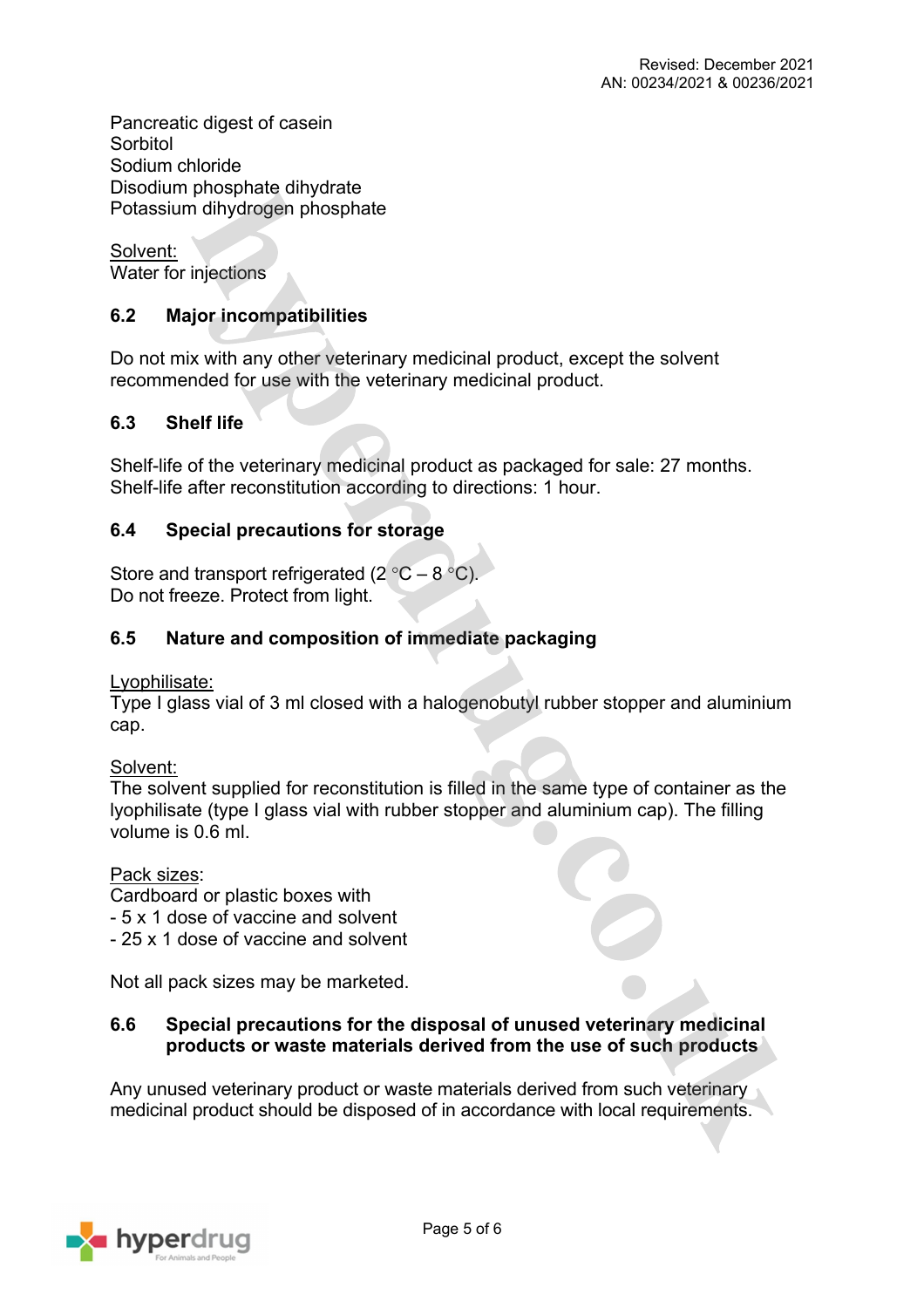Pancreatic digest of casein
Sorbitol
Sodium chloride
Disodium phosphate dihydrate
Potassium dihydrogen phosphate

Solvent:
Water for injections

### 6.2 Major incompatibilities

Do not mix with any other veterinary medicinal product, except the solvent recommended for use with the veterinary medicinal product.

### 6.3 Shelf life

Shelf-life of the veterinary medicinal product as packaged for sale: 27 months.
Shelf-life after reconstitution according to directions: 1 hour.

### 6.4 Special precautions for storage

Store and transport refrigerated (2 °C – 8 °C).
Do not freeze. Protect from light.

### 6.5 Nature and composition of immediate packaging

Lyophilisate:
Type I glass vial of 3 ml closed with a halogenobutyl rubber stopper and aluminium cap.

Solvent:
The solvent supplied for reconstitution is filled in the same type of container as the lyophilisate (type I glass vial with rubber stopper and aluminium cap). The filling volume is 0.6 ml.

Pack sizes:
Cardboard or plastic boxes with
- 5 x 1 dose of vaccine and solvent
- 25 x 1 dose of vaccine and solvent

Not all pack sizes may be marketed.

### 6.6 Special precautions for the disposal of unused veterinary medicinal products or waste materials derived from the use of such products

Any unused veterinary product or waste materials derived from such veterinary medicinal product should be disposed of in accordance with local requirements.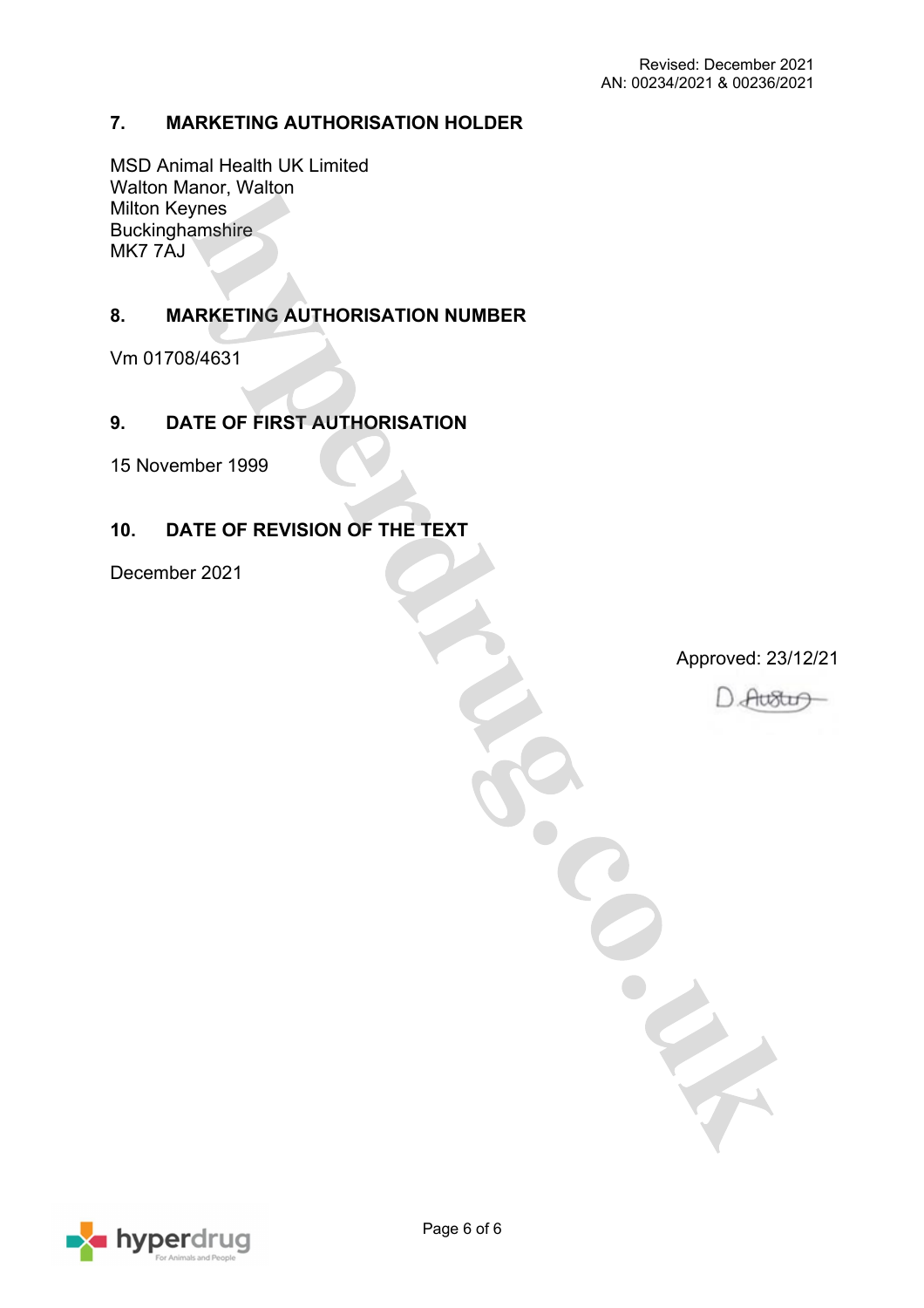Revised: December 2021
AN: 00234/2021 & 00236/2021

## 7. MARKETING AUTHORISATION HOLDER

MSD Animal Health UK Limited
Walton Manor, Walton
Milton Keynes
Buckinghamshire
MK7 7AJ

## 8. MARKETING AUTHORISATION NUMBER

Vm 01708/4631

## 9. DATE OF FIRST AUTHORISATION

15 November 1999

## 10. DATE OF REVISION OF THE TEXT

December 2021

Approved: 23/12/21

D Austin